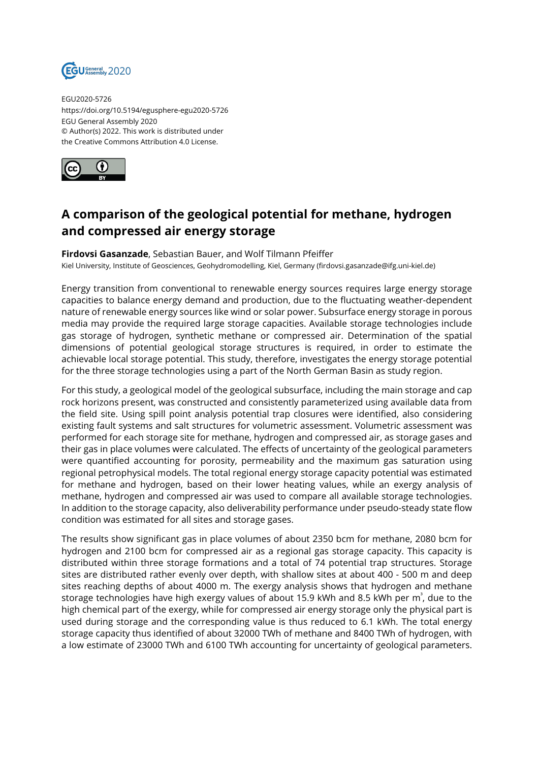EGU2020-5726
https://doi.org/10.5194/egusphere-egu2020-5726
EGU General Assembly 2020
© Author(s) 2022. This work is distributed under
the Creative Commons Attribution 4.0 License.

# A comparison of the geological potential for methane, hydrogen and compressed air energy storage

**Firdovsi Gasanzade**, Sebastian Bauer, and Wolf Tilmann Pfeiffer

Kiel University, Institute of Geosciences, Geohydromodelling, Kiel, Germany (firdovsi.gasanzade@ifg.uni-kiel.de)

Energy transition from conventional to renewable energy sources requires large energy storage capacities to balance energy demand and production, due to the fluctuating weather-dependent nature of renewable energy sources like wind or solar power. Subsurface energy storage in porous media may provide the required large storage capacities. Available storage technologies include gas storage of hydrogen, synthetic methane or compressed air. Determination of the spatial dimensions of potential geological storage structures is required, in order to estimate the achievable local storage potential. This study, therefore, investigates the energy storage potential for the three storage technologies using a part of the North German Basin as study region.

For this study, a geological model of the geological subsurface, including the main storage and cap rock horizons present, was constructed and consistently parameterized using available data from the field site. Using spill point analysis potential trap closures were identified, also considering existing fault systems and salt structures for volumetric assessment. Volumetric assessment was performed for each storage site for methane, hydrogen and compressed air, as storage gases and their gas in place volumes were calculated. The effects of uncertainty of the geological parameters were quantified accounting for porosity, permeability and the maximum gas saturation using regional petrophysical models. The total regional energy storage capacity potential was estimated for methane and hydrogen, based on their lower heating values, while an exergy analysis of methane, hydrogen and compressed air was used to compare all available storage technologies. In addition to the storage capacity, also deliverability performance under pseudo-steady state flow condition was estimated for all sites and storage gases.

The results show significant gas in place volumes of about 2350 bcm for methane, 2080 bcm for hydrogen and 2100 bcm for compressed air as a regional gas storage capacity. This capacity is distributed within three storage formations and a total of 74 potential trap structures. Storage sites are distributed rather evenly over depth, with shallow sites at about 400 - 500 m and deep sites reaching depths of about 4000 m. The exergy analysis shows that hydrogen and methane storage technologies have high exergy values of about 15.9 kWh and 8.5 kWh per $m^3$, due to the high chemical part of the exergy, while for compressed air energy storage only the physical part is used during storage and the corresponding value is thus reduced to 6.1 kWh. The total energy storage capacity thus identified of about 32000 TWh of methane and 8400 TWh of hydrogen, with a low estimate of 23000 TWh and 6100 TWh accounting for uncertainty of geological parameters.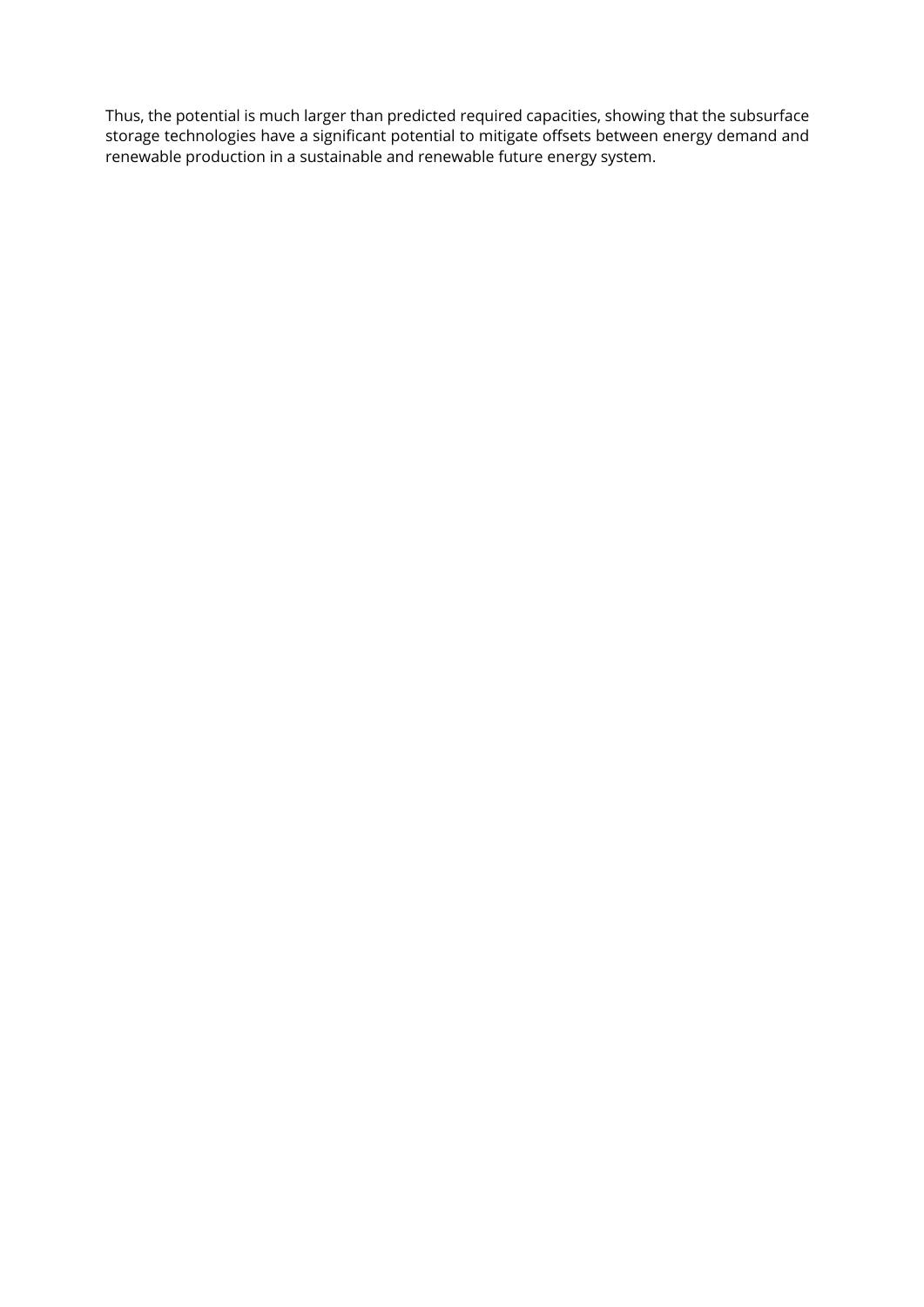Thus, the potential is much larger than predicted required capacities, showing that the subsurface storage technologies have a significant potential to mitigate offsets between energy demand and renewable production in a sustainable and renewable future energy system.